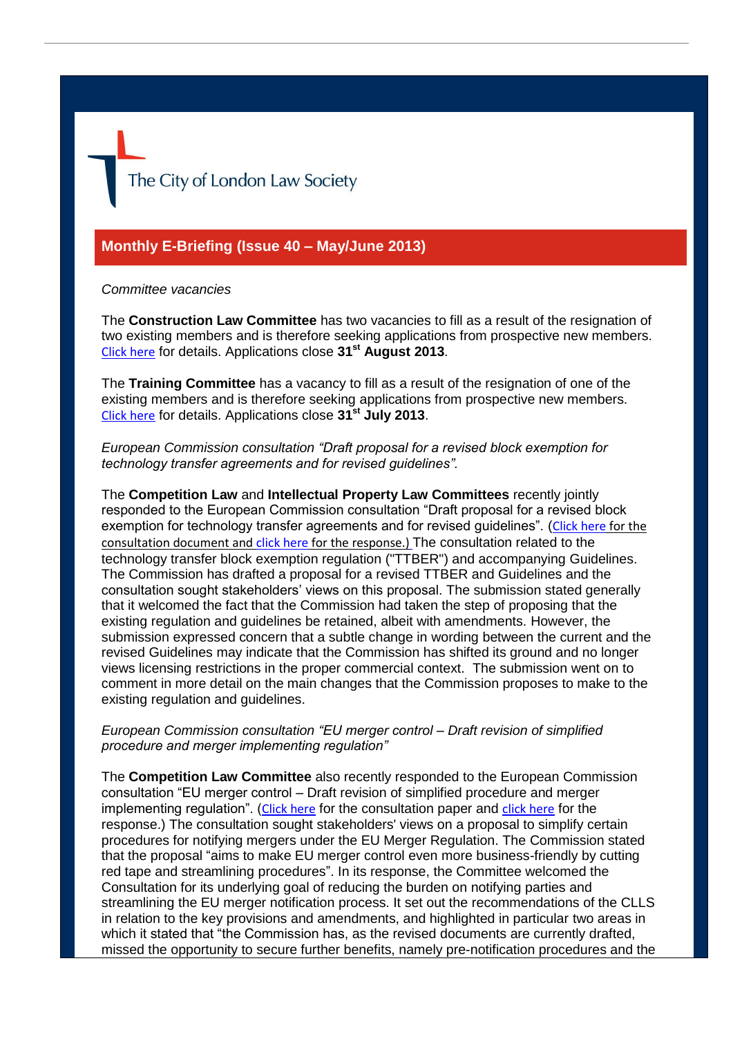The City of London Law Society

## Monthly E-Briefing (Issue 40 – May/June 2013)

*Committee vacancies*

The **Construction Law Committee** has two vacancies to fill as a result of the resignation of two existing members and is therefore seeking applications from prospective new members. Click here for details. Applications close **31st August 2013**.

The **Training Committee** has a vacancy to fill as a result of the resignation of one of the existing members and is therefore seeking applications from prospective new members. Click here for details. Applications close **31st July 2013**.

*European Commission consultation "Draft proposal for a revised block exemption for technology transfer agreements and for revised guidelines".*

The **Competition Law** and **Intellectual Property Law Committees** recently jointly responded to the European Commission consultation "Draft proposal for a revised block exemption for technology transfer agreements and for revised guidelines". (Click here for the consultation document and click here for the response.) The consultation related to the technology transfer block exemption regulation ("TTBER") and accompanying Guidelines. The Commission has drafted a proposal for a revised TTBER and Guidelines and the consultation sought stakeholders' views on this proposal. The submission stated generally that it welcomed the fact that the Commission had taken the step of proposing that the existing regulation and guidelines be retained, albeit with amendments. However, the submission expressed concern that a subtle change in wording between the current and the revised Guidelines may indicate that the Commission has shifted its ground and no longer views licensing restrictions in the proper commercial context. The submission went on to comment in more detail on the main changes that the Commission proposes to make to the existing regulation and guidelines.

*European Commission consultation "EU merger control – Draft revision of simplified procedure and merger implementing regulation"*

The **Competition Law Committee** also recently responded to the European Commission consultation "EU merger control – Draft revision of simplified procedure and merger implementing regulation". (Click here for the consultation paper and click here for the response.) The consultation sought stakeholders' views on a proposal to simplify certain procedures for notifying mergers under the EU Merger Regulation. The Commission stated that the proposal "aims to make EU merger control even more business-friendly by cutting red tape and streamlining procedures". In its response, the Committee welcomed the Consultation for its underlying goal of reducing the burden on notifying parties and streamlining the EU merger notification process. It set out the recommendations of the CLLS in relation to the key provisions and amendments, and highlighted in particular two areas in which it stated that "the Commission has, as the revised documents are currently drafted, missed the opportunity to secure further benefits, namely pre-notification procedures and the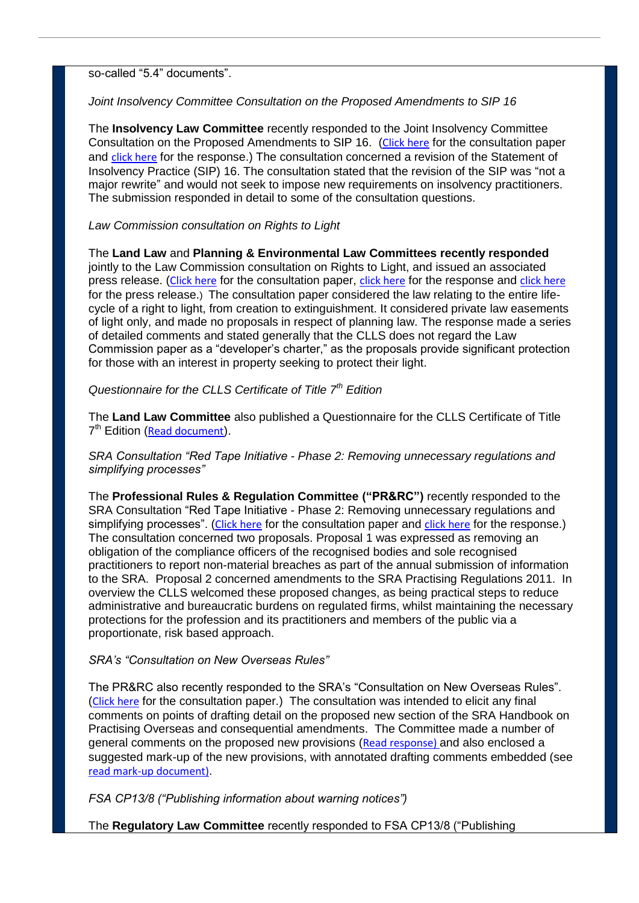so-called "5.4" documents".

*Joint Insolvency Committee Consultation on the Proposed Amendments to SIP 16*

The **Insolvency Law Committee** recently responded to the Joint Insolvency Committee Consultation on the Proposed Amendments to SIP 16. (Click here for the consultation paper and click here for the response.) The consultation concerned a revision of the Statement of Insolvency Practice (SIP) 16. The consultation stated that the revision of the SIP was "not a major rewrite" and would not seek to impose new requirements on insolvency practitioners. The submission responded in detail to some of the consultation questions.

*Law Commission consultation on Rights to Light*

The **Land Law** and **Planning & Environmental Law Committees recently responded** jointly to the Law Commission consultation on Rights to Light, and issued an associated press release. (Click here for the consultation paper, click here for the response and click here for the press release.) The consultation paper considered the law relating to the entire life-cycle of a right to light, from creation to extinguishment. It considered private law easements of light only, and made no proposals in respect of planning law. The response made a series of detailed comments and stated generally that the CLLS does not regard the Law Commission paper as a "developer's charter," as the proposals provide significant protection for those with an interest in property seeking to protect their light.

*Questionnaire for the CLLS Certificate of Title 7th Edition*

The **Land Law Committee** also published a Questionnaire for the CLLS Certificate of Title 7th Edition (Read document).

*SRA Consultation "Red Tape Initiative - Phase 2: Removing unnecessary regulations and simplifying processes"*

The **Professional Rules & Regulation Committee ("PR&RC")** recently responded to the SRA Consultation "Red Tape Initiative - Phase 2: Removing unnecessary regulations and simplifying processes". (Click here for the consultation paper and click here for the response.) The consultation concerned two proposals. Proposal 1 was expressed as removing an obligation of the compliance officers of the recognised bodies and sole recognised practitioners to report non-material breaches as part of the annual submission of information to the SRA. Proposal 2 concerned amendments to the SRA Practising Regulations 2011. In overview the CLLS welcomed these proposed changes, as being practical steps to reduce administrative and bureaucratic burdens on regulated firms, whilst maintaining the necessary protections for the profession and its practitioners and members of the public via a proportionate, risk based approach.

*SRA's "Consultation on New Overseas Rules"*

The PR&RC also recently responded to the SRA's "Consultation on New Overseas Rules". (Click here for the consultation paper.) The consultation was intended to elicit any final comments on points of drafting detail on the proposed new section of the SRA Handbook on Practising Overseas and consequential amendments. The Committee made a number of general comments on the proposed new provisions (Read response) and also enclosed a suggested mark-up of the new provisions, with annotated drafting comments embedded (see read mark-up document).

*FSA CP13/8 ("Publishing information about warning notices")*

The **Regulatory Law Committee** recently responded to FSA CP13/8 ("Publishing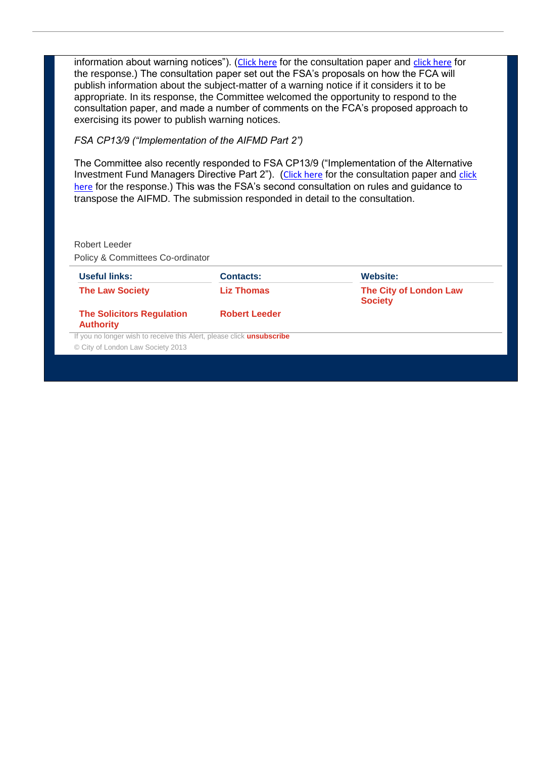information about warning notices"). (Click here for the consultation paper and click here for the response.) The consultation paper set out the FSA's proposals on how the FCA will publish information about the subject-matter of a warning notice if it considers it to be appropriate. In its response, the Committee welcomed the opportunity to respond to the consultation paper, and made a number of comments on the FCA's proposed approach to exercising its power to publish warning notices.

*FSA CP13/9 ("Implementation of the AIFMD Part 2")*

The Committee also recently responded to FSA CP13/9 ("Implementation of the Alternative Investment Fund Managers Directive Part 2"). (Click here for the consultation paper and click here for the response.) This was the FSA's second consultation on rules and guidance to transpose the AIFMD. The submission responded in detail to the consultation.

Robert Leeder

Policy & Committees Co-ordinator

| Useful links: | Contacts: | Website: |
|---|---|---|
| **The Law Society** | **Liz Thomas** | **The City of London Law Society** |
| **The Solicitors Regulation Authority** | **Robert Leeder** | |

If you no longer wish to receive this Alert, please click **unsubscribe**

© City of London Law Society 2013